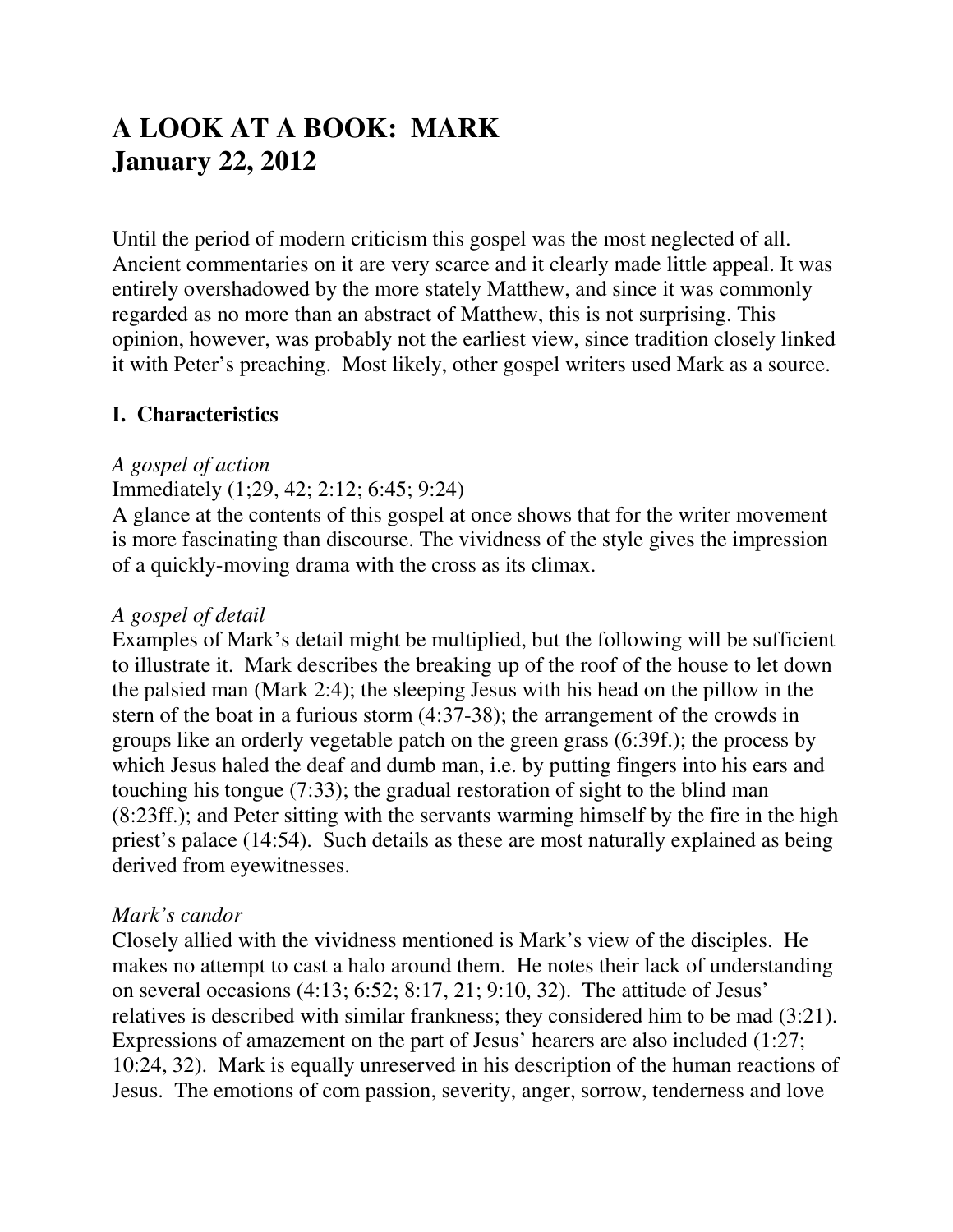# A LOOK AT A BOOK: MARK
# January 22, 2012

Until the period of modern criticism this gospel was the most neglected of all. Ancient commentaries on it are very scarce and it clearly made little appeal. It was entirely overshadowed by the more stately Matthew, and since it was commonly regarded as no more than an abstract of Matthew, this is not surprising. This opinion, however, was probably not the earliest view, since tradition closely linked it with Peter's preaching. Most likely, other gospel writers used Mark as a source.

## I. Characteristics

*A gospel of action*

Immediately (1;29, 42; 2:12; 6:45; 9:24)

A glance at the contents of this gospel at once shows that for the writer movement is more fascinating than discourse. The vividness of the style gives the impression of a quickly-moving drama with the cross as its climax.

*A gospel of detail*

Examples of Mark's detail might be multiplied, but the following will be sufficient to illustrate it. Mark describes the breaking up of the roof of the house to let down the palsied man (Mark 2:4); the sleeping Jesus with his head on the pillow in the stern of the boat in a furious storm (4:37-38); the arrangement of the crowds in groups like an orderly vegetable patch on the green grass (6:39f.); the process by which Jesus haled the deaf and dumb man, i.e. by putting fingers into his ears and touching his tongue (7:33); the gradual restoration of sight to the blind man (8:23ff.); and Peter sitting with the servants warming himself by the fire in the high priest's palace (14:54). Such details as these are most naturally explained as being derived from eyewitnesses.

*Mark's candor*

Closely allied with the vividness mentioned is Mark's view of the disciples. He makes no attempt to cast a halo around them. He notes their lack of understanding on several occasions (4:13; 6:52; 8:17, 21; 9:10, 32). The attitude of Jesus' relatives is described with similar frankness; they considered him to be mad (3:21). Expressions of amazement on the part of Jesus' hearers are also included (1:27; 10:24, 32). Mark is equally unreserved in his description of the human reactions of Jesus. The emotions of com passion, severity, anger, sorrow, tenderness and love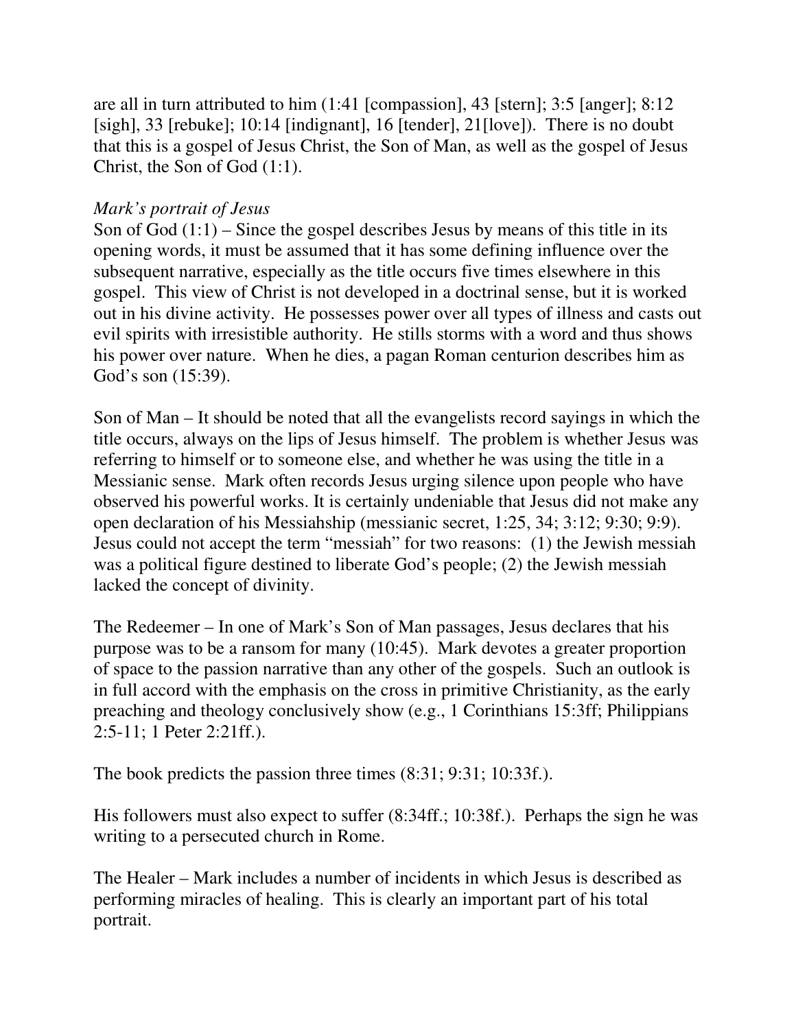are all in turn attributed to him (1:41 [compassion], 43 [stern]; 3:5 [anger]; 8:12 [sigh], 33 [rebuke]; 10:14 [indignant], 16 [tender], 21[love]). There is no doubt that this is a gospel of Jesus Christ, the Son of Man, as well as the gospel of Jesus Christ, the Son of God (1:1).

*Mark's portrait of Jesus*

Son of God (1:1) – Since the gospel describes Jesus by means of this title in its opening words, it must be assumed that it has some defining influence over the subsequent narrative, especially as the title occurs five times elsewhere in this gospel. This view of Christ is not developed in a doctrinal sense, but it is worked out in his divine activity. He possesses power over all types of illness and casts out evil spirits with irresistible authority. He stills storms with a word and thus shows his power over nature. When he dies, a pagan Roman centurion describes him as God's son (15:39).

Son of Man – It should be noted that all the evangelists record sayings in which the title occurs, always on the lips of Jesus himself. The problem is whether Jesus was referring to himself or to someone else, and whether he was using the title in a Messianic sense. Mark often records Jesus urging silence upon people who have observed his powerful works. It is certainly undeniable that Jesus did not make any open declaration of his Messiahship (messianic secret, 1:25, 34; 3:12; 9:30; 9:9). Jesus could not accept the term "messiah" for two reasons: (1) the Jewish messiah was a political figure destined to liberate God's people; (2) the Jewish messiah lacked the concept of divinity.

The Redeemer – In one of Mark's Son of Man passages, Jesus declares that his purpose was to be a ransom for many (10:45). Mark devotes a greater proportion of space to the passion narrative than any other of the gospels. Such an outlook is in full accord with the emphasis on the cross in primitive Christianity, as the early preaching and theology conclusively show (e.g., 1 Corinthians 15:3ff; Philippians 2:5-11; 1 Peter 2:21ff.).

The book predicts the passion three times (8:31; 9:31; 10:33f.).

His followers must also expect to suffer (8:34ff.; 10:38f.). Perhaps the sign he was writing to a persecuted church in Rome.

The Healer – Mark includes a number of incidents in which Jesus is described as performing miracles of healing. This is clearly an important part of his total portrait.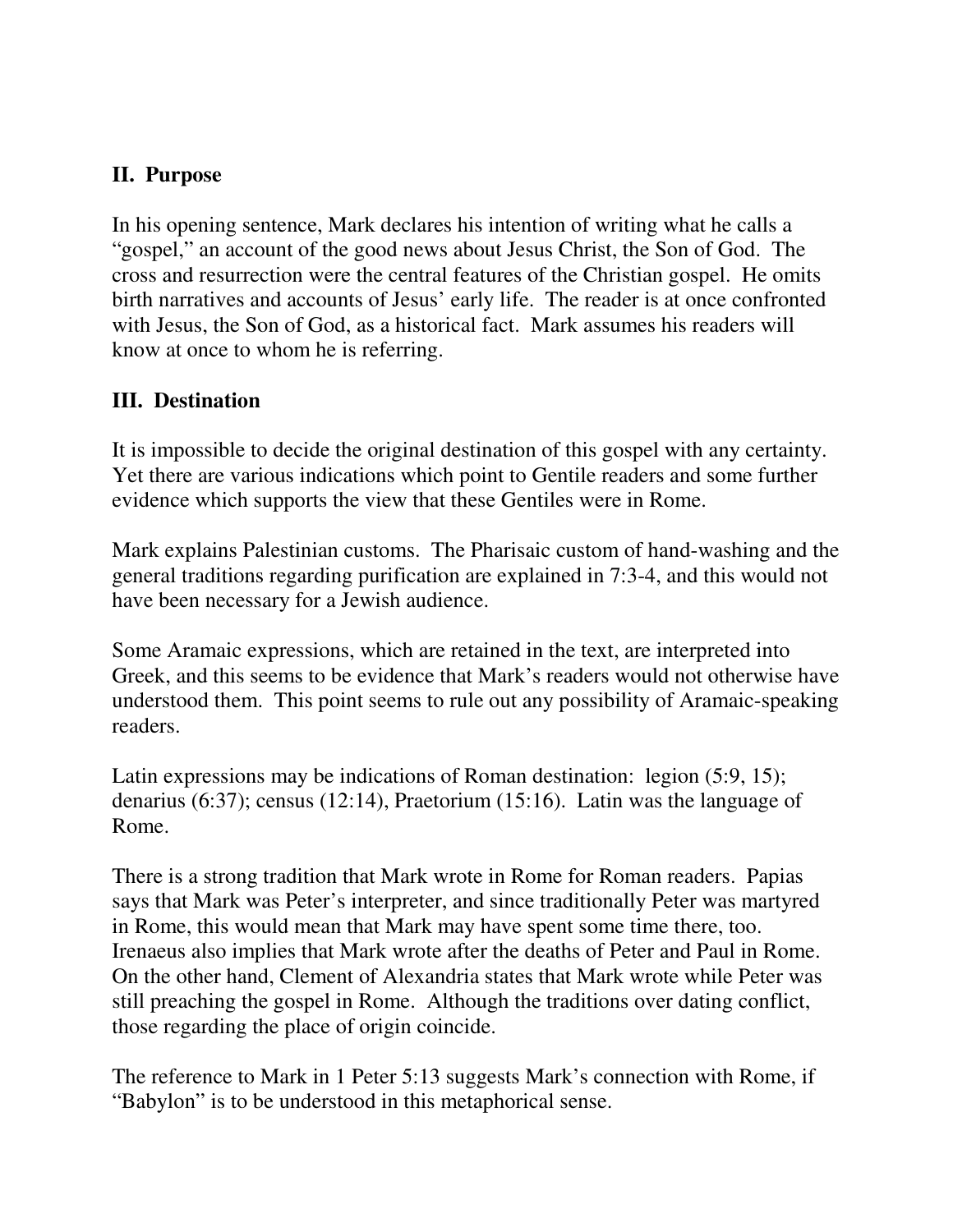## II. Purpose

In his opening sentence, Mark declares his intention of writing what he calls a "gospel," an account of the good news about Jesus Christ, the Son of God. The cross and resurrection were the central features of the Christian gospel. He omits birth narratives and accounts of Jesus' early life. The reader is at once confronted with Jesus, the Son of God, as a historical fact. Mark assumes his readers will know at once to whom he is referring.

## III. Destination

It is impossible to decide the original destination of this gospel with any certainty. Yet there are various indications which point to Gentile readers and some further evidence which supports the view that these Gentiles were in Rome.

Mark explains Palestinian customs. The Pharisaic custom of hand-washing and the general traditions regarding purification are explained in 7:3-4, and this would not have been necessary for a Jewish audience.

Some Aramaic expressions, which are retained in the text, are interpreted into Greek, and this seems to be evidence that Mark's readers would not otherwise have understood them. This point seems to rule out any possibility of Aramaic-speaking readers.

Latin expressions may be indications of Roman destination: legion (5:9, 15); denarius (6:37); census (12:14), Praetorium (15:16). Latin was the language of Rome.

There is a strong tradition that Mark wrote in Rome for Roman readers. Papias says that Mark was Peter's interpreter, and since traditionally Peter was martyred in Rome, this would mean that Mark may have spent some time there, too. Irenaeus also implies that Mark wrote after the deaths of Peter and Paul in Rome. On the other hand, Clement of Alexandria states that Mark wrote while Peter was still preaching the gospel in Rome. Although the traditions over dating conflict, those regarding the place of origin coincide.

The reference to Mark in 1 Peter 5:13 suggests Mark's connection with Rome, if "Babylon" is to be understood in this metaphorical sense.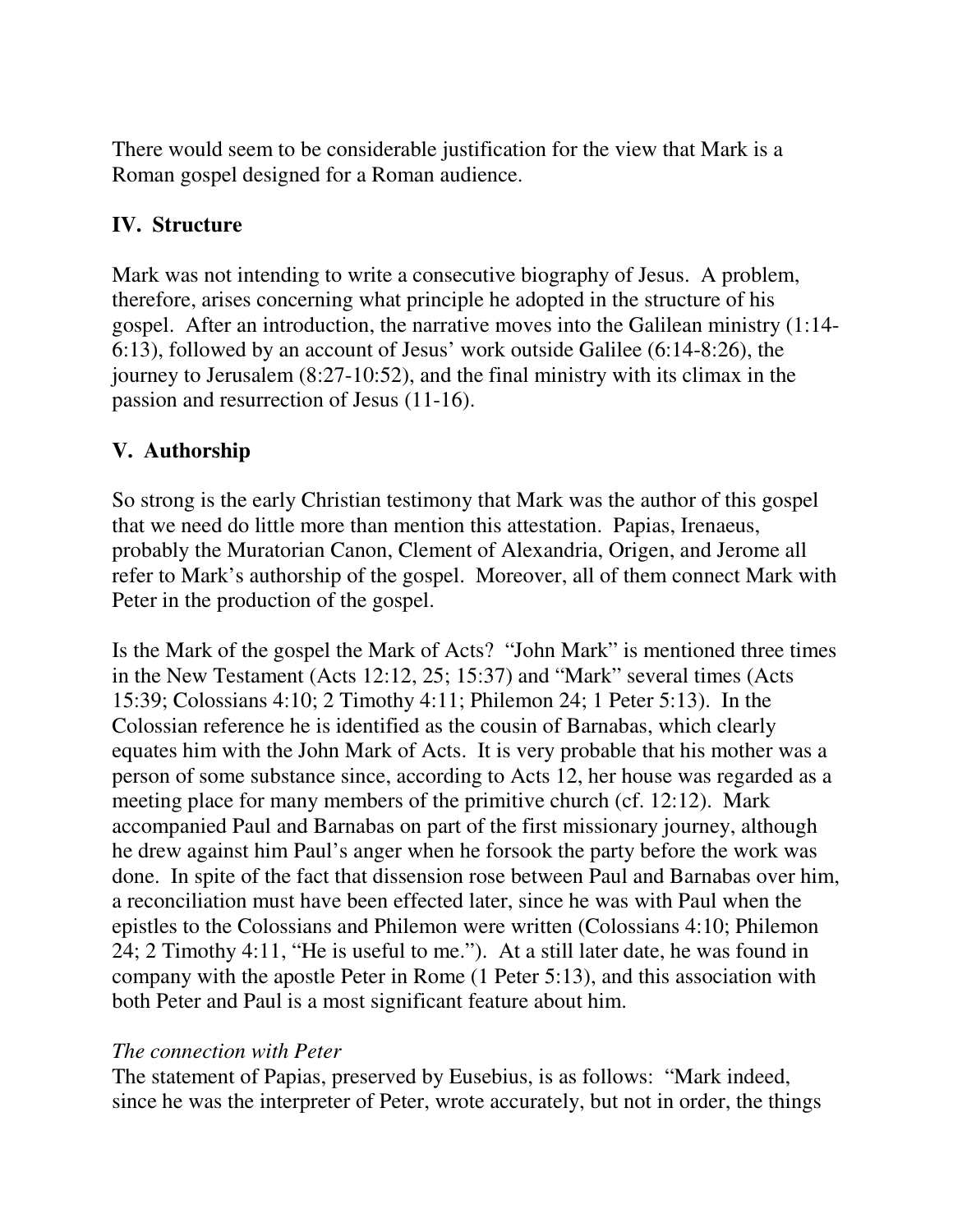There would seem to be considerable justification for the view that Mark is a Roman gospel designed for a Roman audience.

## IV. Structure

Mark was not intending to write a consecutive biography of Jesus. A problem, therefore, arises concerning what principle he adopted in the structure of his gospel. After an introduction, the narrative moves into the Galilean ministry (1:14-6:13), followed by an account of Jesus' work outside Galilee (6:14-8:26), the journey to Jerusalem (8:27-10:52), and the final ministry with its climax in the passion and resurrection of Jesus (11-16).

## V. Authorship

So strong is the early Christian testimony that Mark was the author of this gospel that we need do little more than mention this attestation. Papias, Irenaeus, probably the Muratorian Canon, Clement of Alexandria, Origen, and Jerome all refer to Mark's authorship of the gospel. Moreover, all of them connect Mark with Peter in the production of the gospel.

Is the Mark of the gospel the Mark of Acts? "John Mark" is mentioned three times in the New Testament (Acts 12:12, 25; 15:37) and "Mark" several times (Acts 15:39; Colossians 4:10; 2 Timothy 4:11; Philemon 24; 1 Peter 5:13). In the Colossian reference he is identified as the cousin of Barnabas, which clearly equates him with the John Mark of Acts. It is very probable that his mother was a person of some substance since, according to Acts 12, her house was regarded as a meeting place for many members of the primitive church (cf. 12:12). Mark accompanied Paul and Barnabas on part of the first missionary journey, although he drew against him Paul's anger when he forsook the party before the work was done. In spite of the fact that dissension rose between Paul and Barnabas over him, a reconciliation must have been effected later, since he was with Paul when the epistles to the Colossians and Philemon were written (Colossians 4:10; Philemon 24; 2 Timothy 4:11, "He is useful to me."). At a still later date, he was found in company with the apostle Peter in Rome (1 Peter 5:13), and this association with both Peter and Paul is a most significant feature about him.

*The connection with Peter*

The statement of Papias, preserved by Eusebius, is as follows: "Mark indeed, since he was the interpreter of Peter, wrote accurately, but not in order, the things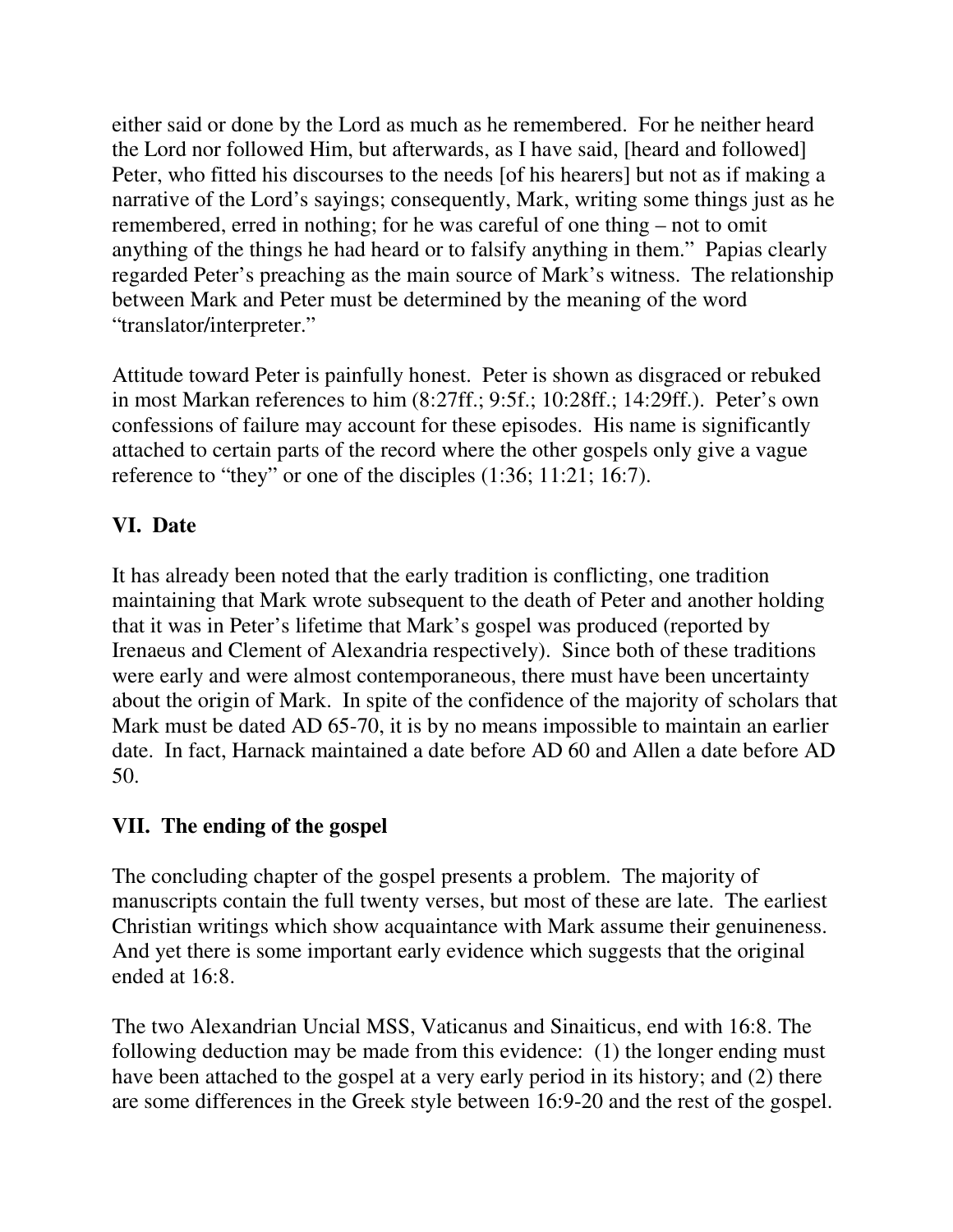either said or done by the Lord as much as he remembered. For he neither heard the Lord nor followed Him, but afterwards, as I have said, [heard and followed] Peter, who fitted his discourses to the needs [of his hearers] but not as if making a narrative of the Lord's sayings; consequently, Mark, writing some things just as he remembered, erred in nothing; for he was careful of one thing – not to omit anything of the things he had heard or to falsify anything in them." Papias clearly regarded Peter's preaching as the main source of Mark's witness. The relationship between Mark and Peter must be determined by the meaning of the word "translator/interpreter."

Attitude toward Peter is painfully honest. Peter is shown as disgraced or rebuked in most Markan references to him (8:27ff.; 9:5f.; 10:28ff.; 14:29ff.). Peter's own confessions of failure may account for these episodes. His name is significantly attached to certain parts of the record where the other gospels only give a vague reference to "they" or one of the disciples (1:36; 11:21; 16:7).

## VI. Date

It has already been noted that the early tradition is conflicting, one tradition maintaining that Mark wrote subsequent to the death of Peter and another holding that it was in Peter's lifetime that Mark's gospel was produced (reported by Irenaeus and Clement of Alexandria respectively). Since both of these traditions were early and were almost contemporaneous, there must have been uncertainty about the origin of Mark. In spite of the confidence of the majority of scholars that Mark must be dated AD 65-70, it is by no means impossible to maintain an earlier date. In fact, Harnack maintained a date before AD 60 and Allen a date before AD 50.

## VII. The ending of the gospel

The concluding chapter of the gospel presents a problem. The majority of manuscripts contain the full twenty verses, but most of these are late. The earliest Christian writings which show acquaintance with Mark assume their genuineness. And yet there is some important early evidence which suggests that the original ended at 16:8.

The two Alexandrian Uncial MSS, Vaticanus and Sinaiticus, end with 16:8. The following deduction may be made from this evidence: (1) the longer ending must have been attached to the gospel at a very early period in its history; and (2) there are some differences in the Greek style between 16:9-20 and the rest of the gospel.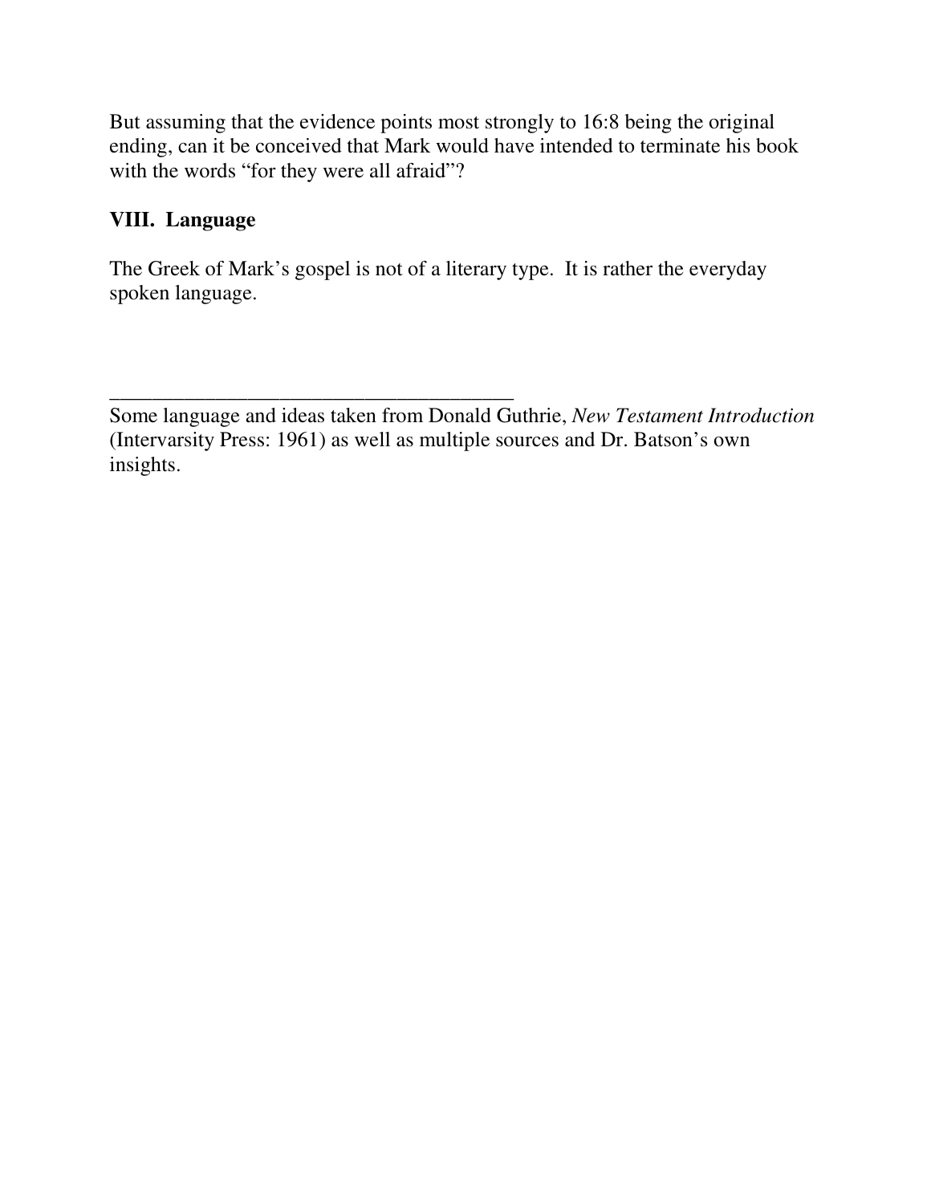But assuming that the evidence points most strongly to 16:8 being the original ending, can it be conceived that Mark would have intended to terminate his book with the words "for they were all afraid"?

## VIII. Language

The Greek of Mark's gospel is not of a literary type. It is rather the everyday spoken language.

---

Some language and ideas taken from Donald Guthrie, *New Testament Introduction* (Intervarsity Press: 1961) as well as multiple sources and Dr. Batson's own insights.